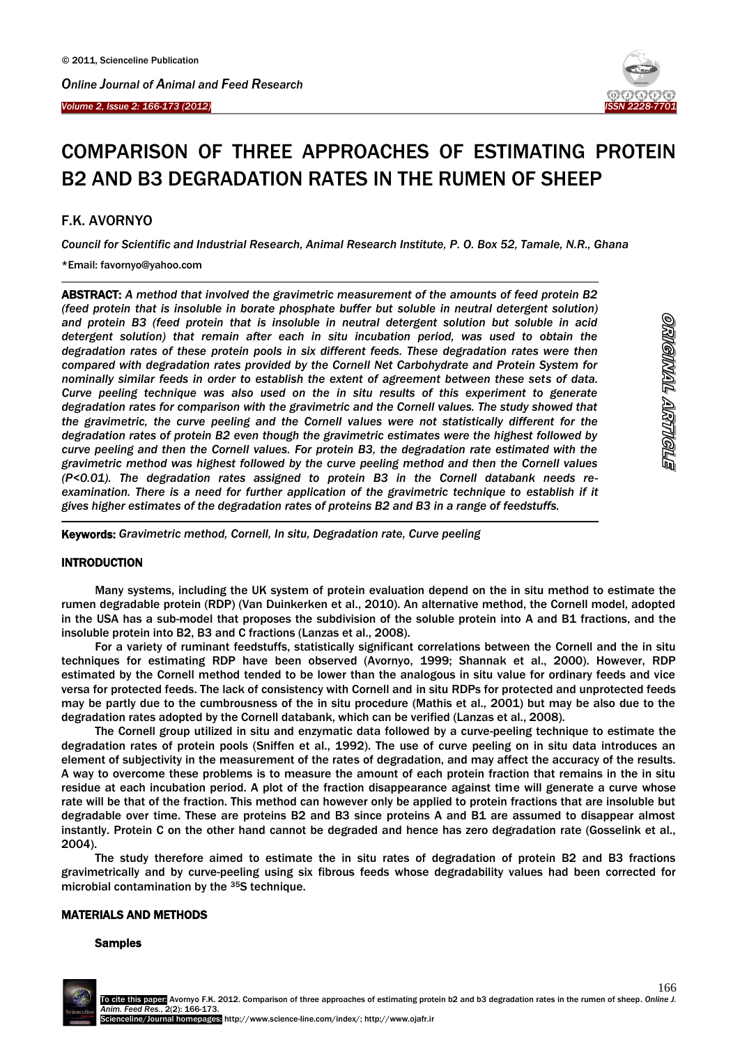# COMPARISON OF THREE APPROACHES OF ESTIMATING PROTEIN B2 AND B3 DEGRADATION RATES IN THE RUMEN OF SHEEP

## F.K. AVORNYO

*Council for Scientific and Industrial Research, Animal Research Institute, P. O. Box 52, Tamale, N.R., Ghana*

*Email: favornyo@yahoo.com

**ABSTRACT:** *A method that involved the gravimetric measurement of the amounts of feed protein B2 (feed protein that is insoluble in borate phosphate buffer but soluble in neutral detergent solution) and protein B3 (feed protein that is insoluble in neutral detergent solution but soluble in acid detergent solution) that remain after each in situ incubation period, was used to obtain the degradation rates of these protein pools in six different feeds. These degradation rates were then compared with degradation rates provided by the Cornell Net Carbohydrate and Protein System for nominally similar feeds in order to establish the extent of agreement between these sets of data. Curve peeling technique was also used on the in situ results of this experiment to generate degradation rates for comparison with the gravimetric and the Cornell values. The study showed that the gravimetric, the curve peeling and the Cornell values were not statistically different for the degradation rates of protein B2 even though the gravimetric estimates were the highest followed by curve peeling and then the Cornell values. For protein B3, the degradation rate estimated with the gravimetric method was highest followed by the curve peeling method and then the Cornell values (P<0.01). The degradation rates assigned to protein B3 in the Cornell databank needs re-examination. There is a need for further application of the gravimetric technique to establish if it gives higher estimates of the degradation rates of proteins B2 and B3 in a range of feedstuffs.*

**Keywords:** *Gravimetric method, Cornell, In situ, Degradation rate, Curve peeling*

## INTRODUCTION

Many systems, including the UK system of protein evaluation depend on the in situ method to estimate the rumen degradable protein (RDP) (Van Duinkerken et al., 2010). An alternative method, the Cornell model, adopted in the USA has a sub-model that proposes the subdivision of the soluble protein into A and B1 fractions, and the insoluble protein into B2, B3 and C fractions (Lanzas et al., 2008).

For a variety of ruminant feedstuffs, statistically significant correlations between the Cornell and the in situ techniques for estimating RDP have been observed (Avornyo, 1999; Shannak et al., 2000). However, RDP estimated by the Cornell method tended to be lower than the analogous in situ value for ordinary feeds and vice versa for protected feeds. The lack of consistency with Cornell and in situ RDPs for protected and unprotected feeds may be partly due to the cumbrousness of the in situ procedure (Mathis et al., 2001) but may be also due to the degradation rates adopted by the Cornell databank, which can be verified (Lanzas et al., 2008).

The Cornell group utilized in situ and enzymatic data followed by a curve-peeling technique to estimate the degradation rates of protein pools (Sniffen et al., 1992). The use of curve peeling on in situ data introduces an element of subjectivity in the measurement of the rates of degradation, and may affect the accuracy of the results. A way to overcome these problems is to measure the amount of each protein fraction that remains in the in situ residue at each incubation period. A plot of the fraction disappearance against time will generate a curve whose rate will be that of the fraction. This method can however only be applied to protein fractions that are insoluble but degradable over time. These are proteins B2 and B3 since proteins A and B1 are assumed to disappear almost instantly. Protein C on the other hand cannot be degraded and hence has zero degradation rate (Gosselink et al., 2004).

The study therefore aimed to estimate the in situ rates of degradation of protein B2 and B3 fractions gravimetrically and by curve-peeling using six fibrous feeds whose degradability values had been corrected for microbial contamination by the $^{35}S$ technique.

## MATERIALS AND METHODS

### Samples

To cite this paper: Avornyo F.K. 2012. Comparison of three approaches of estimating protein b2 and b3 degradation rates in the rumen of sheep. *Online J. Anim. Feed Res.*, 2(2): 166-173.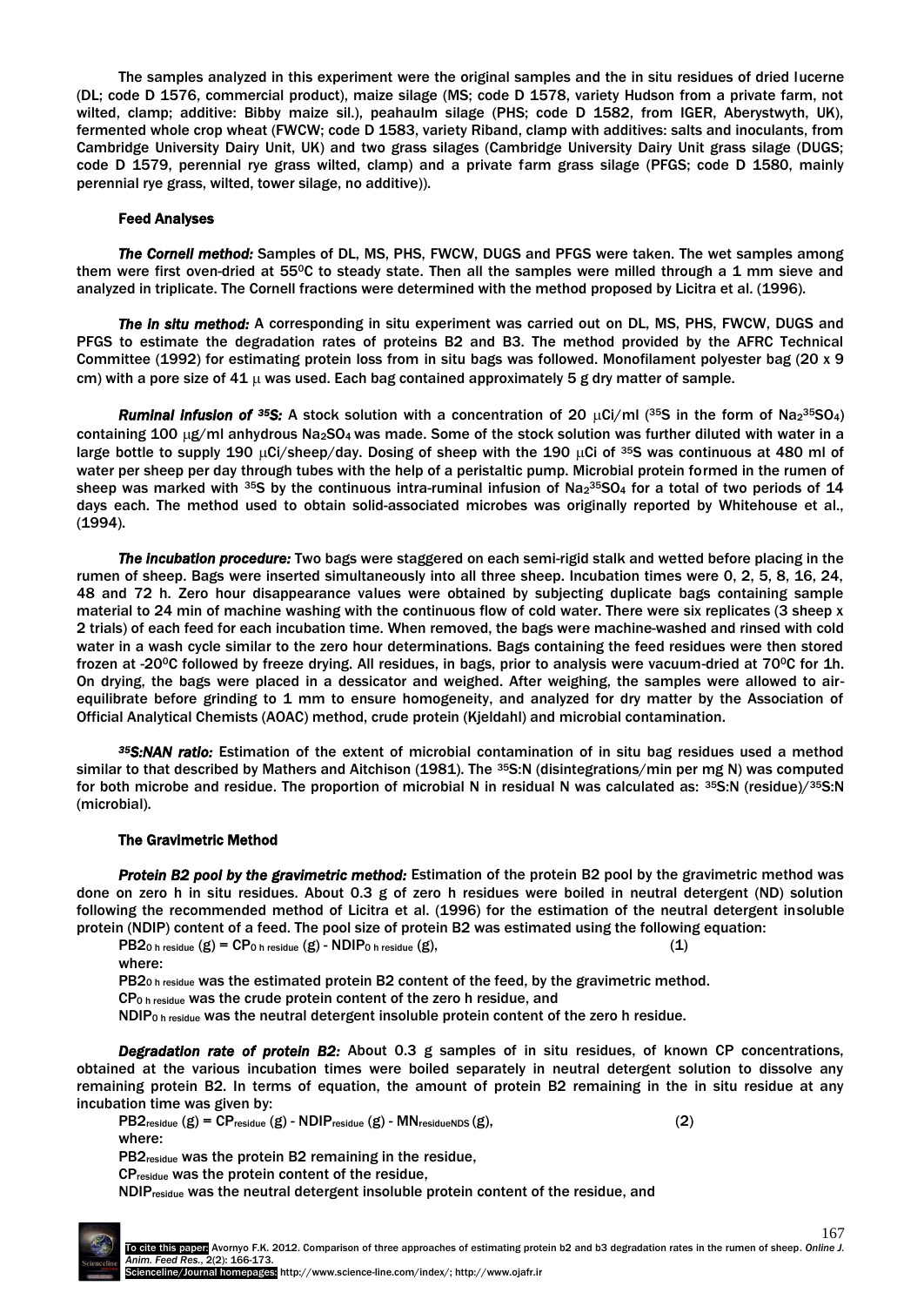The samples analyzed in this experiment were the original samples and the in situ residues of dried lucerne (DL; code D 1576, commercial product), maize silage (MS; code D 1578, variety Hudson from a private farm, not wilted, clamp; additive: Bibby maize sil.), peahaulm silage (PHS; code D 1582, from IGER, Aberystwyth, UK), fermented whole crop wheat (FWCW; code D 1583, variety Riband, clamp with additives: salts and inoculants, from Cambridge University Dairy Unit, UK) and two grass silages (Cambridge University Dairy Unit grass silage (DUGS; code D 1579, perennial rye grass wilted, clamp) and a private farm grass silage (PFGS; code D 1580, mainly perennial rye grass, wilted, tower silage, no additive)).

### Feed Analyses

***The Cornell method:*** Samples of DL, MS, PHS, FWCW, DUGS and PFGS were taken. The wet samples among them were first oven-dried at 55⁰C to steady state. Then all the samples were milled through a 1 mm sieve and analyzed in triplicate. The Cornell fractions were determined with the method proposed by Licitra et al. (1996).

***The in situ method:*** A corresponding in situ experiment was carried out on DL, MS, PHS, FWCW, DUGS and PFGS to estimate the degradation rates of proteins B2 and B3. The method provided by the AFRC Technical Committee (1992) for estimating protein loss from in situ bags was followed. Monofilament polyester bag (20 x 9 cm) with a pore size of 41 $\mu$ was used. Each bag contained approximately 5 g dry matter of sample.

***Ruminal infusion of $^{35}S$:*** A stock solution with a concentration of 20 $\mu$Ci/ml ($^{35}S$ in the form of $Na_2{}^{35}SO_4$) containing 100 $\mu$g/ml anhydrous $Na_2SO_4$ was made. Some of the stock solution was further diluted with water in a large bottle to supply 190 $\mu$Ci/sheep/day. Dosing of sheep with the 190 $\mu$Ci of $^{35}S$ was continuous at 480 ml of water per sheep per day through tubes with the help of a peristaltic pump. Microbial protein formed in the rumen of sheep was marked with $^{35}S$ by the continuous intra-ruminal infusion of $Na_2{}^{35}SO_4$ for a total of two periods of 14 days each. The method used to obtain solid-associated microbes was originally reported by Whitehouse et al., (1994).

***The incubation procedure:*** Two bags were staggered on each semi-rigid stalk and wetted before placing in the rumen of sheep. Bags were inserted simultaneously into all three sheep. Incubation times were 0, 2, 5, 8, 16, 24, 48 and 72 h. Zero hour disappearance values were obtained by subjecting duplicate bags containing sample material to 24 min of machine washing with the continuous flow of cold water. There were six replicates (3 sheep x 2 trials) of each feed for each incubation time. When removed, the bags were machine-washed and rinsed with cold water in a wash cycle similar to the zero hour determinations. Bags containing the feed residues were then stored frozen at -20⁰C followed by freeze drying. All residues, in bags, prior to analysis were vacuum-dried at 70⁰C for 1h. On drying, the bags were placed in a dessicator and weighed. After weighing, the samples were allowed to air-equilibrate before grinding to 1 mm to ensure homogeneity, and analyzed for dry matter by the Association of Official Analytical Chemists (AOAC) method, crude protein (Kjeldahl) and microbial contamination.

***$^{35}S$:NAN ratio:*** Estimation of the extent of microbial contamination of in situ bag residues used a method similar to that described by Mathers and Aitchison (1981). The $^{35}S$:N (disintegrations/min per mg N) was computed for both microbe and residue. The proportion of microbial N in residual N was calculated as: $^{35}S$:N (residue)/$^{35}S$:N (microbial).

### The Gravimetric Method

***Protein B2 pool by the gravimetric method:*** Estimation of the protein B2 pool by the gravimetric method was done on zero h in situ residues. About 0.3 g of zero h residues were boiled in neutral detergent (ND) solution following the recommended method of Licitra et al. (1996) for the estimation of the neutral detergent insoluble protein (NDIP) content of a feed. The pool size of protein B2 was estimated using the following equation:

$$PB2_{0\,h\,residue}\,(g) = CP_{0\,h\,residue}\,(g) - NDIP_{0\,h\,residue}\,(g), \quad (1)$$

where:

$PB2_{0\,h\,residue}$ was the estimated protein B2 content of the feed, by the gravimetric method.

$CP_{0\,h\,residue}$ was the crude protein content of the zero h residue, and

$NDIP_{0\,h\,residue}$ was the neutral detergent insoluble protein content of the zero h residue.

***Degradation rate of protein B2:*** About 0.3 g samples of in situ residues, of known CP concentrations, obtained at the various incubation times were boiled separately in neutral detergent solution to dissolve any remaining protein B2. In terms of equation, the amount of protein B2 remaining in the in situ residue at any incubation time was given by:

$$PB2_{residue}\,(g) = CP_{residue}\,(g) - NDIP_{residue}\,(g) - MN_{residueNDS}\,(g), \quad (2)$$

where:

$PB2_{residue}$ was the protein B2 remaining in the residue,

$CP_{residue}$ was the protein content of the residue,

$NDIP_{residue}$ was the neutral detergent insoluble protein content of the residue, and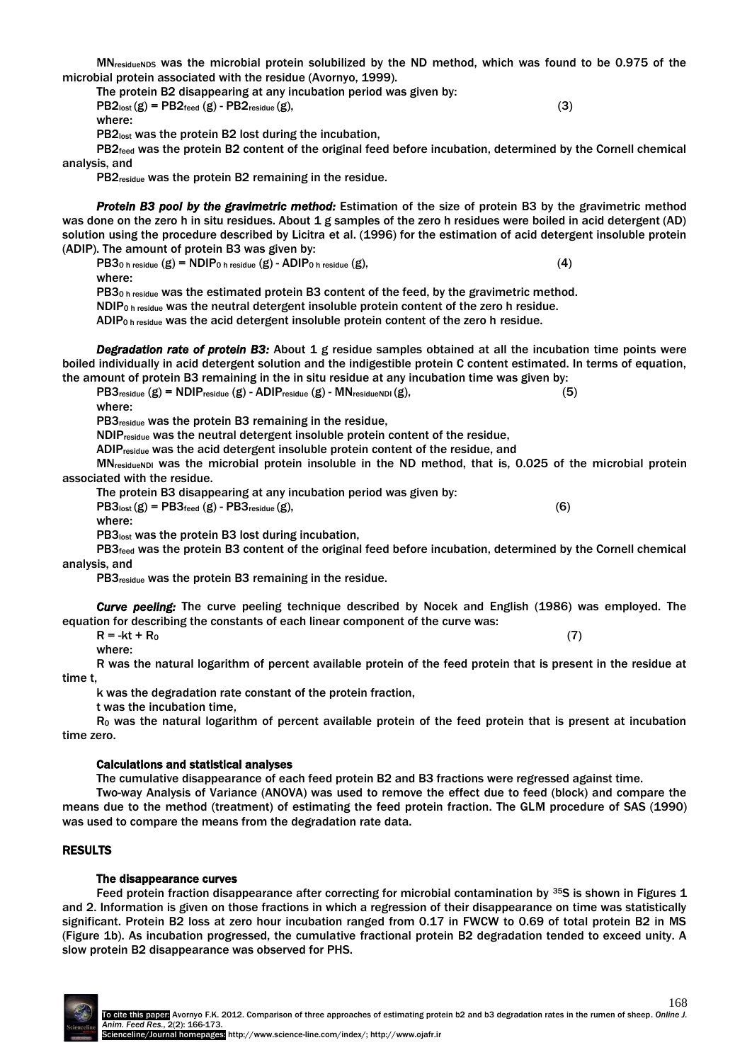$MN_{residueNDS}$ was the microbial protein solubilized by the ND method, which was found to be 0.975 of the microbial protein associated with the residue (Avornyo, 1999).

The protein B2 disappearing at any incubation period was given by:

$$PB2_{lost}\,(g) = PB2_{feed}\,(g) - PB2_{residue}\,(g), \tag{3}$$

where:

$PB2_{lost}$ was the protein B2 lost during the incubation,

$PB2_{feed}$ was the protein B2 content of the original feed before incubation, determined by the Cornell chemical analysis, and

$PB2_{residue}$ was the protein B2 remaining in the residue.

***Protein B3 pool by the gravimetric method:*** Estimation of the size of protein B3 by the gravimetric method was done on the zero h in situ residues. About 1 g samples of the zero h residues were boiled in acid detergent (AD) solution using the procedure described by Licitra et al. (1996) for the estimation of acid detergent insoluble protein (ADIP). The amount of protein B3 was given by:

$$PB3_{0\,h\,residue}\,(g) = NDIP_{0\,h\,residue}\,(g) - ADIP_{0\,h\,residue}\,(g), \tag{4}$$

where:

$PB3_{0\,h\,residue}$ was the estimated protein B3 content of the feed, by the gravimetric method.

$NDIP_{0\,h\,residue}$ was the neutral detergent insoluble protein content of the zero h residue.

$ADIP_{0\,h\,residue}$ was the acid detergent insoluble protein content of the zero h residue.

***Degradation rate of protein B3:*** About 1 g residue samples obtained at all the incubation time points were boiled individually in acid detergent solution and the indigestible protein C content estimated. In terms of equation, the amount of protein B3 remaining in the in situ residue at any incubation time was given by:

$$PB3_{residue}\,(g) = NDIP_{residue}\,(g) - ADIP_{residue}\,(g) - MN_{residueNDI}\,(g), \tag{5}$$

where:

$PB3_{residue}$ was the protein B3 remaining in the residue,

$NDIP_{residue}$ was the neutral detergent insoluble protein content of the residue,

$ADIP_{residue}$ was the acid detergent insoluble protein content of the residue, and

$MN_{residueNDI}$ was the microbial protein insoluble in the ND method, that is, 0.025 of the microbial protein associated with the residue.

The protein B3 disappearing at any incubation period was given by:

$$PB3_{lost}\,(g) = PB3_{feed}\,(g) - PB3_{residue}\,(g), \tag{6}$$

where:

$PB3_{lost}$ was the protein B3 lost during incubation,

$PB3_{feed}$ was the protein B3 content of the original feed before incubation, determined by the Cornell chemical analysis, and

$PB3_{residue}$ was the protein B3 remaining in the residue.

***Curve peeling:*** The curve peeling technique described by Nocek and English (1986) was employed. The equation for describing the constants of each linear component of the curve was:

$$R = -kt + R_0 \tag{7}$$

where:

R was the natural logarithm of percent available protein of the feed protein that is present in the residue at time t,

k was the degradation rate constant of the protein fraction,

t was the incubation time,

$R_0$ was the natural logarithm of percent available protein of the feed protein that is present at incubation time zero.

### Calculations and statistical analyses

The cumulative disappearance of each feed protein B2 and B3 fractions were regressed against time.

Two-way Analysis of Variance (ANOVA) was used to remove the effect due to feed (block) and compare the means due to the method (treatment) of estimating the feed protein fraction. The GLM procedure of SAS (1990) was used to compare the means from the degradation rate data.

## RESULTS

### The disappearance curves

Feed protein fraction disappearance after correcting for microbial contamination by $^{35}S$ is shown in Figures 1 and 2. Information is given on those fractions in which a regression of their disappearance on time was statistically significant. Protein B2 loss at zero hour incubation ranged from 0.17 in FWCW to 0.69 of total protein B2 in MS (Figure 1b). As incubation progressed, the cumulative fractional protein B2 degradation tended to exceed unity. A slow protein B2 disappearance was observed for PHS.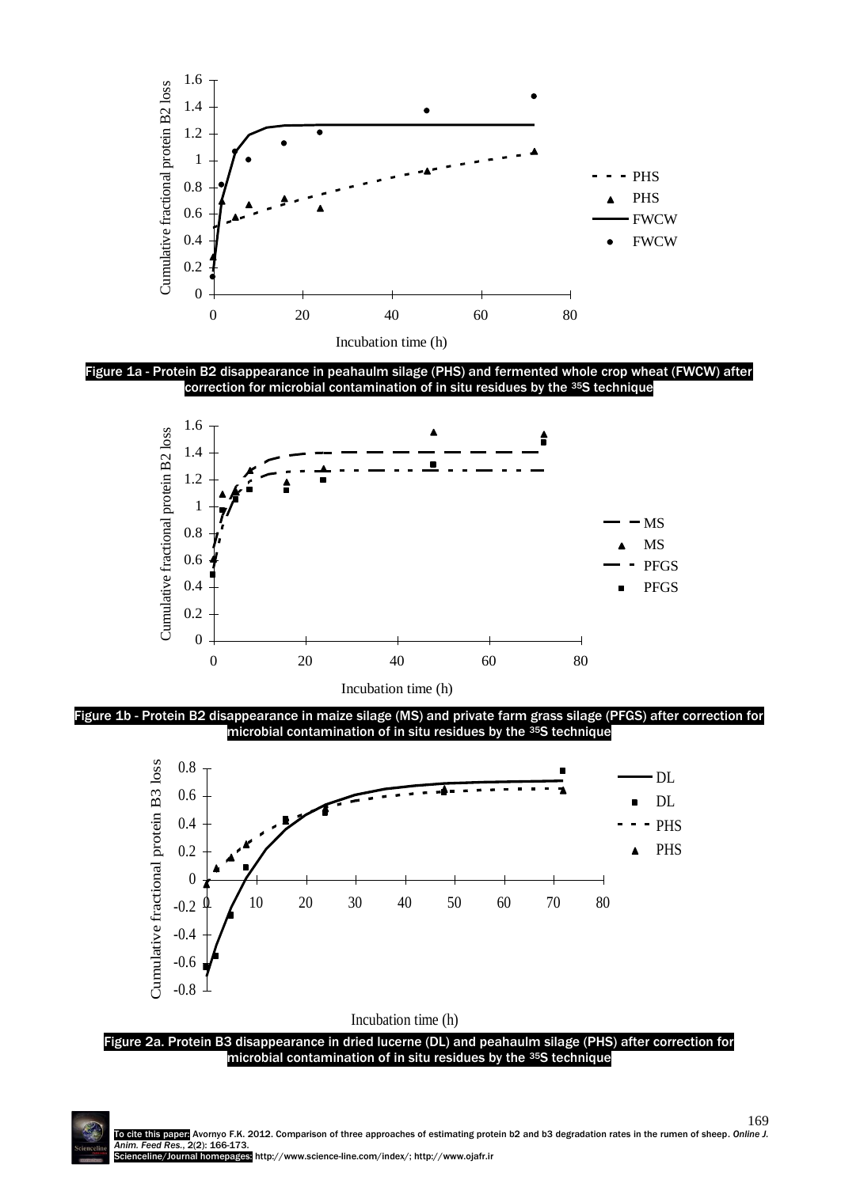Figure 1a - Protein B2 disappearance in peahaulm silage (PHS) and fermented whole crop wheat (FWCW) after correction for microbial contamination of in situ residues by the $^{35}S$ technique

Figure 1b - Protein B2 disappearance in maize silage (MS) and private farm grass silage (PFGS) after correction for microbial contamination of in situ residues by the $^{35}S$ technique

Figure 2a. Protein B3 disappearance in dried lucerne (DL) and peahaulm silage (PHS) after correction for microbial contamination of in situ residues by the $^{35}S$ technique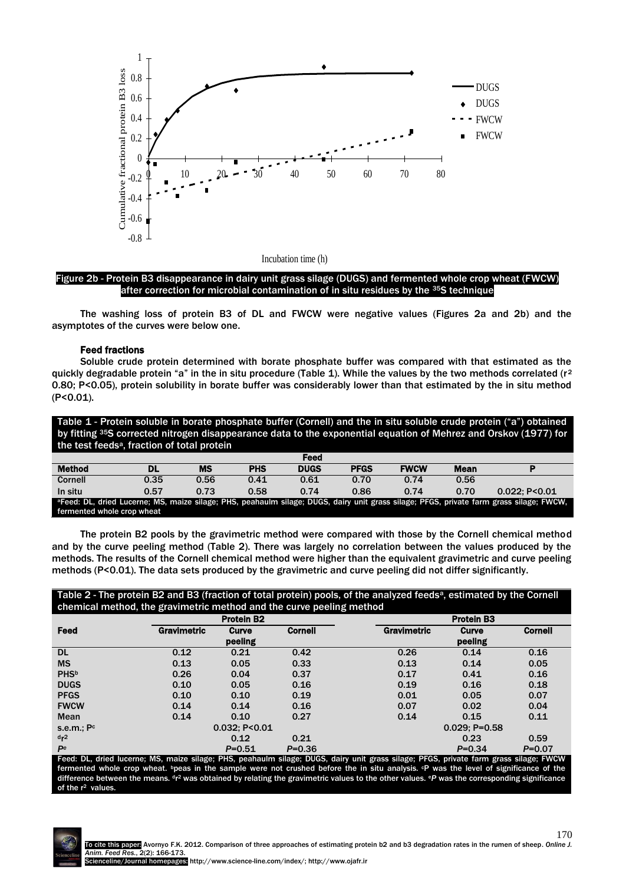Figure 2b - Protein B3 disappearance in dairy unit grass silage (DUGS) and fermented whole crop wheat (FWCW) after correction for microbial contamination of in situ residues by the $^{35}S$ technique

The washing loss of protein B3 of DL and FWCW were negative values (Figures 2a and 2b) and the asymptotes of the curves were below one.

### Feed fractions

Soluble crude protein determined with borate phosphate buffer was compared with that estimated as the quickly degradable protein "a" in the in situ procedure (Table 1). While the values by the two methods correlated ($r^2$ 0.80; P<0.05), protein solubility in borate buffer was considerably lower than that estimated by the in situ method (P<0.01).

Table 1 - Protein soluble in borate phosphate buffer (Cornell) and the in situ soluble crude protein ("a") obtained by fitting $^{35}S$ corrected nitrogen disappearance data to the exponential equation of Mehrez and Orskov (1977) for the test feeds[a], fraction of total protein

| Method | DL | MS | PHS | DUGS | PFGS | FWCW | Mean | P |
|---|---|---|---|---|---|---|---|---|
| | | | | Feed | | | | |
| Cornell | 0.35 | 0.56 | 0.41 | 0.61 | 0.70 | 0.74 | 0.56 | |
| In situ | 0.57 | 0.73 | 0.58 | 0.74 | 0.86 | 0.74 | 0.70 | 0.022; P<0.01 |

[a]Feed: DL, dried Lucerne; MS, maize silage; PHS, peahaulm silage; DUGS, dairy unit grass silage; PFGS, private farm grass silage; FWCW, fermented whole crop wheat

The protein B2 pools by the gravimetric method were compared with those by the Cornell chemical method and by the curve peeling method (Table 2). There was largely no correlation between the values produced by the methods. The results of the Cornell chemical method were higher than the equivalent gravimetric and curve peeling methods (P<0.01). The data sets produced by the gravimetric and curve peeling did not differ significantly.

Table 2 - The protein B2 and B3 (fraction of total protein) pools, of the analyzed feeds[a], estimated by the Cornell chemical method, the gravimetric method and the curve peeling method

| Feed | Protein B2 | | | Protein B3 | | |
|---|---|---|---|---|---|---|
| | Gravimetric | Curve peeling | Cornell | Gravimetric | Curve peeling | Cornell |
| DL | 0.12 | 0.21 | 0.42 | 0.26 | 0.14 | 0.16 |
| MS | 0.13 | 0.05 | 0.33 | 0.13 | 0.14 | 0.05 |
| PHS[b] | 0.26 | 0.04 | 0.37 | 0.17 | 0.41 | 0.16 |
| DUGS | 0.10 | 0.05 | 0.16 | 0.19 | 0.16 | 0.18 |
| PFGS | 0.10 | 0.10 | 0.19 | 0.01 | 0.05 | 0.07 |
| FWCW | 0.14 | 0.14 | 0.16 | 0.07 | 0.02 | 0.04 |
| Mean | 0.14 | 0.10 | 0.27 | 0.14 | 0.15 | 0.11 |
| s.e.m.; P[c] | | 0.032; P<0.01 | | | 0.029; P=0.58 | |
| [d]$r^2$ | | 0.12 | 0.21 | | 0.23 | 0.59 |
| *P*[e] | | *P*=0.51 | *P*=0.36 | | *P*=0.34 | *P*=0.07 |

Feed: DL, dried lucerne; MS, maize silage; PHS, peahaulm silage; DUGS, dairy unit grass silage; PFGS, private farm grass silage; FWCW fermented whole crop wheat. [b]peas in the sample were not crushed before the in situ analysis. [c]P was the level of significance of the difference between the means. [d]$r^2$ was obtained by relating the gravimetric values to the other values. [e]*P* was the corresponding significance of the $r^2$ values.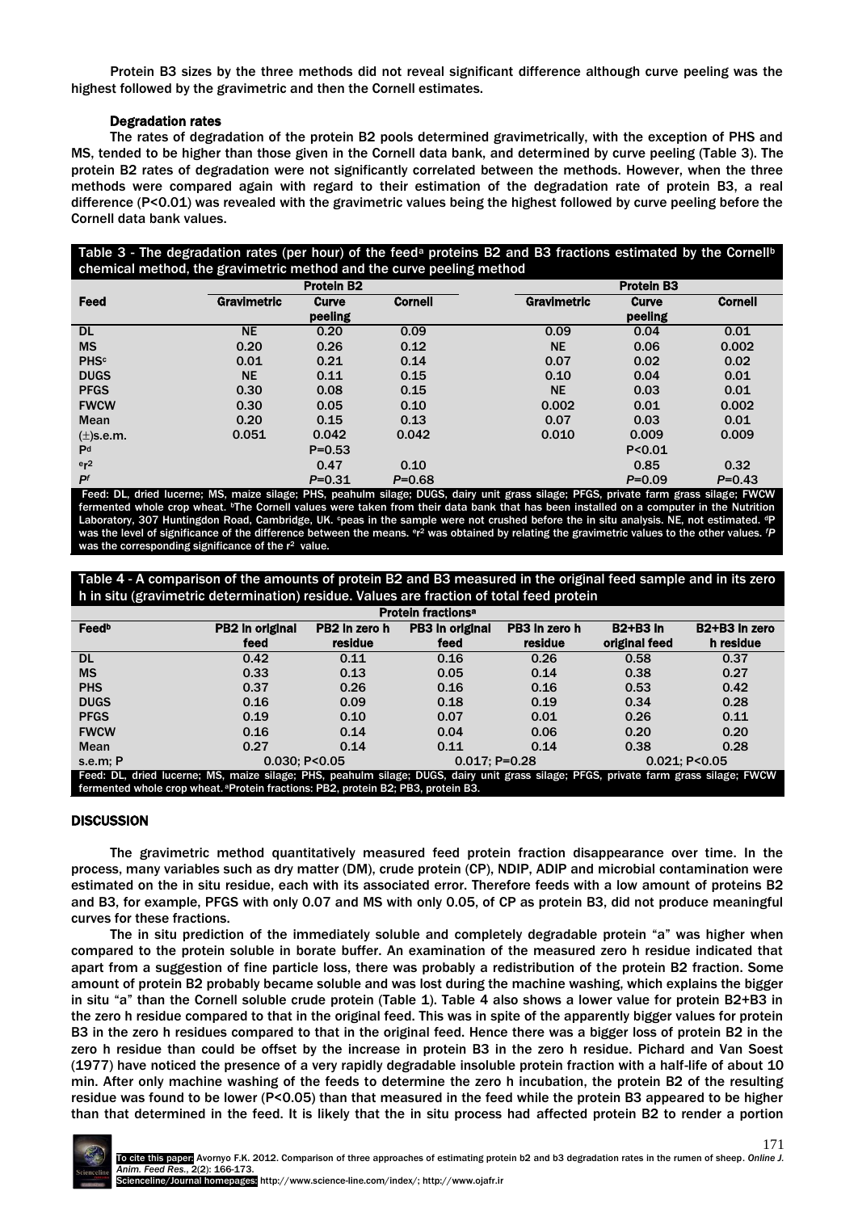Protein B3 sizes by the three methods did not reveal significant difference although curve peeling was the highest followed by the gravimetric and then the Cornell estimates.

### Degradation rates

The rates of degradation of the protein B2 pools determined gravimetrically, with the exception of PHS and MS, tended to be higher than those given in the Cornell data bank, and determined by curve peeling (Table 3). The protein B2 rates of degradation were not significantly correlated between the methods. However, when the three methods were compared again with regard to their estimation of the degradation rate of protein B3, a real difference (P<0.01) was revealed with the gravimetric values being the highest followed by curve peeling before the Cornell data bank values.

**Table 3** - The degradation rates (per hour) of the feed[a] proteins B2 and B3 fractions estimated by the Cornell[b] chemical method, the gravimetric method and the curve peeling method

| Feed | Protein B2 | | | Protein B3 | | |
|---|---|---|---|---|---|---|
| | Gravimetric | Curve peeling | Cornell | Gravimetric | Curve peeling | Cornell |
| DL | NE | 0.20 | 0.09 | 0.09 | 0.04 | 0.01 |
| MS | 0.20 | 0.26 | 0.12 | NE | 0.06 | 0.002 |
| PHS[c] | 0.01 | 0.21 | 0.14 | 0.07 | 0.02 | 0.02 |
| DUGS | NE | 0.11 | 0.15 | 0.10 | 0.04 | 0.01 |
| PFGS | 0.30 | 0.08 | 0.15 | NE | 0.03 | 0.01 |
| FWCW | 0.30 | 0.05 | 0.10 | 0.002 | 0.01 | 0.002 |
| Mean | 0.20 | 0.15 | 0.13 | 0.07 | 0.03 | 0.01 |
| (±)s.e.m. | 0.051 | 0.042 | 0.042 | 0.010 | 0.009 | 0.009 |
| P[d] | | P=0.53 | | | P<0.01 | |
| [e]$r^2$ | | 0.47 | 0.10 | | 0.85 | 0.32 |
| *P*[f] | | *P*=0.31 | *P*=0.68 | | *P*=0.09 | *P*=0.43 |

Feed: DL, dried lucerne; MS, maize silage; PHS, peahulm silage; DUGS, dairy unit grass silage; PFGS, private farm grass silage; FWCW fermented whole crop wheat. [b]The Cornell values were taken from their data bank that has been installed on a computer in the Nutrition Laboratory, 307 Huntingdon Road, Cambridge, UK. [c]peas in the sample were not crushed before the in situ analysis. NE, not estimated. [d]P was the level of significance of the difference between the means. [e]$r^2$ was obtained by relating the gravimetric values to the other values. [f]*P* was the corresponding significance of the $r^2$ value.

**Table 4** - A comparison of the amounts of protein B2 and B3 measured in the original feed sample and in its zero h in situ (gravimetric determination) residue. Values are fraction of total feed protein

| Feed[b] | Protein fractions[a] | | | | | |
|---|---|---|---|---|---|---|
| | PB2 in original feed | PB2 in zero h residue | PB3 in original feed | PB3 in zero h residue | B2+B3 in original feed | B2+B3 in zero h residue |
| DL | 0.42 | 0.11 | 0.16 | 0.26 | 0.58 | 0.37 |
| MS | 0.33 | 0.13 | 0.05 | 0.14 | 0.38 | 0.27 |
| PHS | 0.37 | 0.26 | 0.16 | 0.16 | 0.53 | 0.42 |
| DUGS | 0.16 | 0.09 | 0.18 | 0.19 | 0.34 | 0.28 |
| PFGS | 0.19 | 0.10 | 0.07 | 0.01 | 0.26 | 0.11 |
| FWCW | 0.16 | 0.14 | 0.04 | 0.06 | 0.20 | 0.20 |
| Mean | 0.27 | 0.14 | 0.11 | 0.14 | 0.38 | 0.28 |
| s.e.m; P | 0.030; P<0.05 | | 0.017; P=0.28 | | 0.021; P<0.05 | |

Feed: DL, dried lucerne; MS, maize silage; PHS, peahulm silage; DUGS, dairy unit grass silage; PFGS, private farm grass silage; FWCW fermented whole crop wheat. [a]Protein fractions: PB2, protein B2; PB3, protein B3.

## DISCUSSION

The gravimetric method quantitatively measured feed protein fraction disappearance over time. In the process, many variables such as dry matter (DM), crude protein (CP), NDIP, ADIP and microbial contamination were estimated on the in situ residue, each with its associated error. Therefore feeds with a low amount of proteins B2 and B3, for example, PFGS with only 0.07 and MS with only 0.05, of CP as protein B3, did not produce meaningful curves for these fractions.

The in situ prediction of the immediately soluble and completely degradable protein "a" was higher when compared to the protein soluble in borate buffer. An examination of the measured zero h residue indicated that apart from a suggestion of fine particle loss, there was probably a redistribution of the protein B2 fraction. Some amount of protein B2 probably became soluble and was lost during the machine washing, which explains the bigger in situ "a" than the Cornell soluble crude protein (Table 1). Table 4 also shows a lower value for protein B2+B3 in the zero h residue compared to that in the original feed. This was in spite of the apparently bigger values for protein B3 in the zero h residues compared to that in the original feed. Hence there was a bigger loss of protein B2 in the zero h residue than could be offset by the increase in protein B3 in the zero h residue. Pichard and Van Soest (1977) have noticed the presence of a very rapidly degradable insoluble protein fraction with a half-life of about 10 min. After only machine washing of the feeds to determine the zero h incubation, the protein B2 of the resulting residue was found to be lower (P<0.05) than that measured in the feed while the protein B3 appeared to be higher than that determined in the feed. It is likely that the in situ process had affected protein B2 to render a portion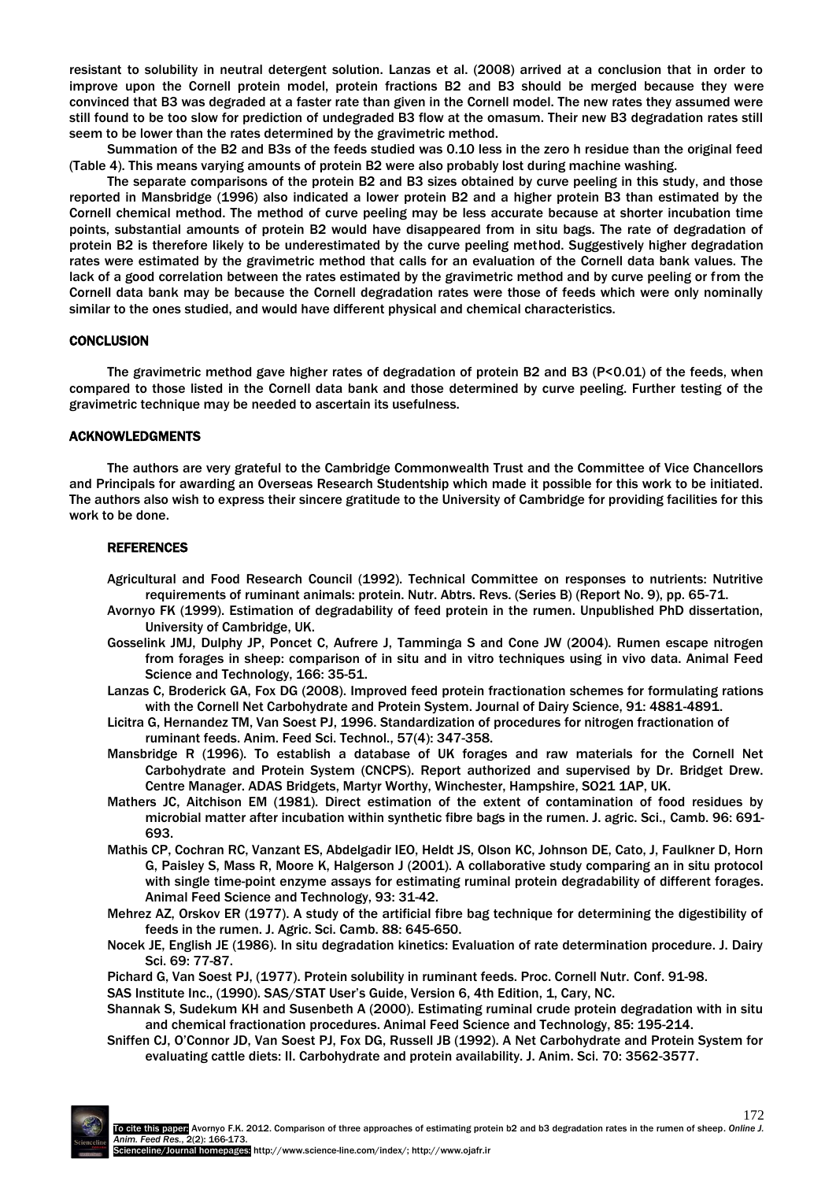resistant to solubility in neutral detergent solution. Lanzas et al. (2008) arrived at a conclusion that in order to improve upon the Cornell protein model, protein fractions B2 and B3 should be merged because they were convinced that B3 was degraded at a faster rate than given in the Cornell model. The new rates they assumed were still found to be too slow for prediction of undegraded B3 flow at the omasum. Their new B3 degradation rates still seem to be lower than the rates determined by the gravimetric method.

Summation of the B2 and B3s of the feeds studied was 0.10 less in the zero h residue than the original feed (Table 4). This means varying amounts of protein B2 were also probably lost during machine washing.

The separate comparisons of the protein B2 and B3 sizes obtained by curve peeling in this study, and those reported in Mansbridge (1996) also indicated a lower protein B2 and a higher protein B3 than estimated by the Cornell chemical method. The method of curve peeling may be less accurate because at shorter incubation time points, substantial amounts of protein B2 would have disappeared from in situ bags. The rate of degradation of protein B2 is therefore likely to be underestimated by the curve peeling method. Suggestively higher degradation rates were estimated by the gravimetric method that calls for an evaluation of the Cornell data bank values. The lack of a good correlation between the rates estimated by the gravimetric method and by curve peeling or from the Cornell data bank may be because the Cornell degradation rates were those of feeds which were only nominally similar to the ones studied, and would have different physical and chemical characteristics.

## CONCLUSION

The gravimetric method gave higher rates of degradation of protein B2 and B3 ($P<0.01$) of the feeds, when compared to those listed in the Cornell data bank and those determined by curve peeling. Further testing of the gravimetric technique may be needed to ascertain its usefulness.

## ACKNOWLEDGMENTS

The authors are very grateful to the Cambridge Commonwealth Trust and the Committee of Vice Chancellors and Principals for awarding an Overseas Research Studentship which made it possible for this work to be initiated. The authors also wish to express their sincere gratitude to the University of Cambridge for providing facilities for this work to be done.

## REFERENCES

Agricultural and Food Research Council (1992). Technical Committee on responses to nutrients: Nutritive requirements of ruminant animals: protein. Nutr. Abtrs. Revs. (Series B) (Report No. 9), pp. 65-71.

Avornyo FK (1999). Estimation of degradability of feed protein in the rumen. Unpublished PhD dissertation, University of Cambridge, UK.

Gosselink JMJ, Dulphy JP, Poncet C, Aufrere J, Tamminga S and Cone JW (2004). Rumen escape nitrogen from forages in sheep: comparison of in situ and in vitro techniques using in vivo data. Animal Feed Science and Technology, 166: 35-51.

Lanzas C, Broderick GA, Fox DG (2008). Improved feed protein fractionation schemes for formulating rations with the Cornell Net Carbohydrate and Protein System. Journal of Dairy Science, 91: 4881-4891.

Licitra G, Hernandez TM, Van Soest PJ, 1996. Standardization of procedures for nitrogen fractionation of ruminant feeds. Anim. Feed Sci. Technol., 57(4): 347-358.

Mansbridge R (1996). To establish a database of UK forages and raw materials for the Cornell Net Carbohydrate and Protein System (CNCPS). Report authorized and supervised by Dr. Bridget Drew. Centre Manager. ADAS Bridgets, Martyr Worthy, Winchester, Hampshire, SO21 1AP, UK.

Mathers JC, Aitchison EM (1981). Direct estimation of the extent of contamination of food residues by microbial matter after incubation within synthetic fibre bags in the rumen. J. agric. Sci., Camb. 96: 691-693.

Mathis CP, Cochran RC, Vanzant ES, Abdelgadir IEO, Heldt JS, Olson KC, Johnson DE, Cato, J, Faulkner D, Horn G, Paisley S, Mass R, Moore K, Halgerson J (2001). A collaborative study comparing an in situ protocol with single time-point enzyme assays for estimating ruminal protein degradability of different forages. Animal Feed Science and Technology, 93: 31-42.

Mehrez AZ, Orskov ER (1977). A study of the artificial fibre bag technique for determining the digestibility of feeds in the rumen. J. Agric. Sci. Camb. 88: 645-650.

Nocek JE, English JE (1986). In situ degradation kinetics: Evaluation of rate determination procedure. J. Dairy Sci. 69: 77-87.

Pichard G, Van Soest PJ, (1977). Protein solubility in ruminant feeds. Proc. Cornell Nutr. Conf. 91-98.

SAS Institute Inc., (1990). SAS/STAT User's Guide, Version 6, 4th Edition, 1, Cary, NC.

Shannak S, Sudekum KH and Susenbeth A (2000). Estimating ruminal crude protein degradation with in situ and chemical fractionation procedures. Animal Feed Science and Technology, 85: 195-214.

Sniffen CJ, O'Connor JD, Van Soest PJ, Fox DG, Russell JB (1992). A Net Carbohydrate and Protein System for evaluating cattle diets: II. Carbohydrate and protein availability. J. Anim. Sci. 70: 3562-3577.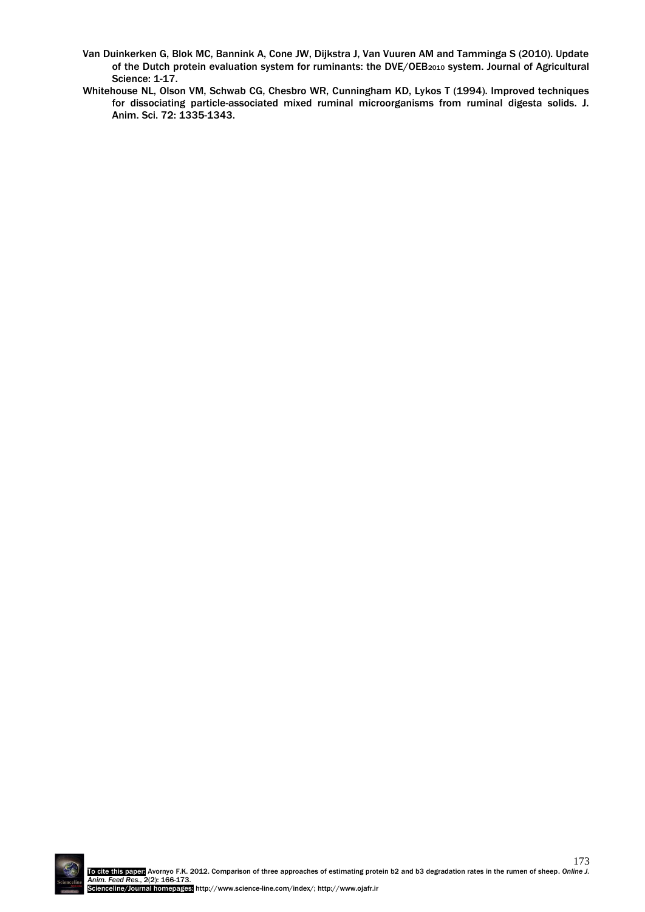Van Duinkerken G, Blok MC, Bannink A, Cone JW, Dijkstra J, Van Vuuren AM and Tamminga S (2010). Update of the Dutch protein evaluation system for ruminants: the $DVE/OEB_{2010}$ system. Journal of Agricultural Science: 1-17.

Whitehouse NL, Olson VM, Schwab CG, Chesbro WR, Cunningham KD, Lykos T (1994). Improved techniques for dissociating particle-associated mixed ruminal microorganisms from ruminal digesta solids. J. Anim. Sci. 72: 1335-1343.